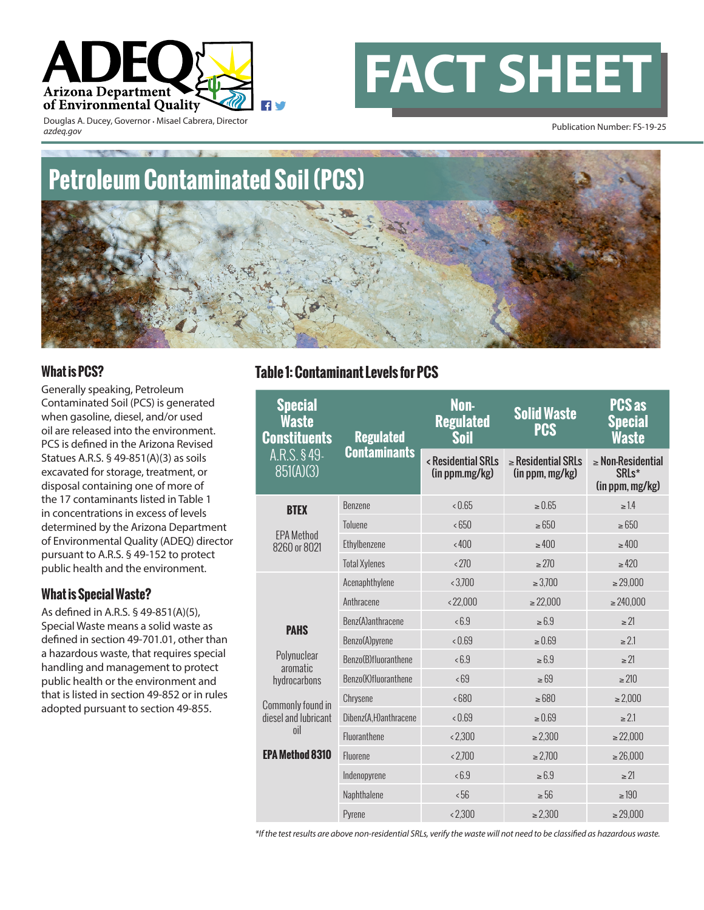ADEQ Arizona Department of Environmental Quality

Douglas A. Ducey, Governor • Misael Cabrera, Director
azdeq.gov

# FACT SHEET

Publication Number: FS-19-25

# Petroleum Contaminated Soil (PCS)

## What is PCS?

Generally speaking, Petroleum Contaminated Soil (PCS) is generated when gasoline, diesel, and/or used oil are released into the environment. PCS is defined in the Arizona Revised Statues A.R.S. § 49-851(A)(3) as soils excavated for storage, treatment, or disposal containing one of more of the 17 contaminants listed in Table 1 in concentrations in excess of levels determined by the Arizona Department of Environmental Quality (ADEQ) director pursuant to A.R.S. § 49-152 to protect public health and the environment.

## What is Special Waste?

As defined in A.R.S. § 49-851(A)(5), Special Waste means a solid waste as defined in section 49-701.01, other than a hazardous waste, that requires special handling and management to protect public health or the environment and that is listed in section 49-852 or in rules adopted pursuant to section 49-855.

## Table 1: Contaminant Levels for PCS

| Special Waste Constituents A.R.S. § 49-851(A)(3) | Regulated Contaminants | Non-Regulated Soil | Solid Waste PCS | PCS as Special Waste |
|---|---|---|---|---|
| | | < Residential SRLs (in ppm.mg/kg) | ≥ Residential SRLs (in ppm, mg/kg) | ≥ Non-Residential SRLs* (in ppm, mg/kg) |
| **BTEX** EPA Method 8260 or 8021 | Benzene | < 0.65 | ≥ 0.65 | ≥ 1.4 |
| | Toluene | < 650 | ≥ 650 | ≥ 650 |
| | Ethylbenzene | < 400 | ≥ 400 | ≥ 400 |
| | Total Xylenes | < 270 | ≥ 270 | ≥ 420 |
| **PAHS** Polynuclear aromatic hydrocarbons. Commonly found in diesel and lubricant oil. **EPA Method 8310** | Acenaphthylene | < 3,700 | ≥ 3,700 | ≥ 29,000 |
| | Anthracene | < 22,000 | ≥ 22,000 | ≥ 240,000 |
| | Benz(A)anthracene | < 6.9 | ≥ 6.9 | ≥ 21 |
| | Benzo(A)pyrene | < 0.69 | ≥ 0.69 | ≥ 2.1 |
| | Benzo(B)fluoranthene | < 6.9 | ≥ 6.9 | ≥ 21 |
| | Benzo(K)fluoranthene | < 69 | ≥ 69 | ≥ 210 |
| | Chrysene | < 680 | ≥ 680 | ≥ 2,000 |
| | Dibenz(A,H)anthracene | < 0.69 | ≥ 0.69 | ≥ 2.1 |
| | Fluoranthene | < 2,300 | ≥ 2,300 | ≥ 22,000 |
| | Fluorene | < 2,700 | ≥ 2,700 | ≥ 26,000 |
| | Indenopyrene | < 6.9 | ≥ 6.9 | ≥ 21 |
| | Naphthalene | < 56 | ≥ 56 | ≥ 190 |
| | Pyrene | < 2,300 | ≥ 2,300 | ≥ 29,000 |

*\*If the test results are above non-residential SRLs, verify the waste will not need to be classified as hazardous waste.*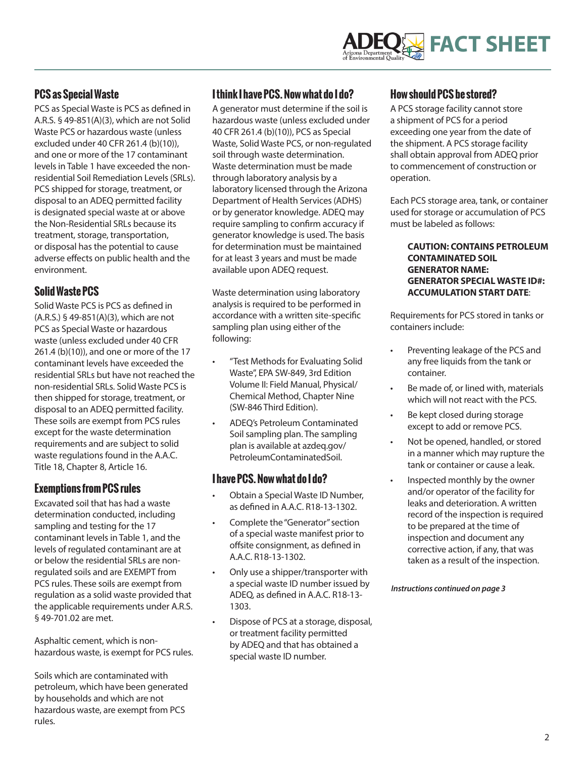## PCS as Special Waste

PCS as Special Waste is PCS as defined in A.R.S. § 49-851(A)(3), which are not Solid Waste PCS or hazardous waste (unless excluded under 40 CFR 261.4 (b)(10)), and one or more of the 17 contaminant levels in Table 1 have exceeded the non-residential Soil Remediation Levels (SRLs). PCS shipped for storage, treatment, or disposal to an ADEQ permitted facility is designated special waste at or above the Non-Residential SRLs because its treatment, storage, transportation, or disposal has the potential to cause adverse effects on public health and the environment.

## Solid Waste PCS

Solid Waste PCS is PCS as defined in (A.R.S.) § 49-851(A)(3), which are not PCS as Special Waste or hazardous waste (unless excluded under 40 CFR 261.4 (b)(10)), and one or more of the 17 contaminant levels have exceeded the residential SRLs but have not reached the non-residential SRLs. Solid Waste PCS is then shipped for storage, treatment, or disposal to an ADEQ permitted facility. These soils are exempt from PCS rules except for the waste determination requirements and are subject to solid waste regulations found in the A.A.C. Title 18, Chapter 8, Article 16.

## Exemptions from PCS rules

Excavated soil that has had a waste determination conducted, including sampling and testing for the 17 contaminant levels in Table 1, and the levels of regulated contaminant are at or below the residential SRLs are non-regulated soils and are EXEMPT from PCS rules. These soils are exempt from regulation as a solid waste provided that the applicable requirements under A.R.S. § 49-701.02 are met.

Asphaltic cement, which is non-hazardous waste, is exempt for PCS rules.

Soils which are contaminated with petroleum, which have been generated by households and which are not hazardous waste, are exempt from PCS rules.

## I think I have PCS. Now what do I do?

A generator must determine if the soil is hazardous waste (unless excluded under 40 CFR 261.4 (b)(10)), PCS as Special Waste, Solid Waste PCS, or non-regulated soil through waste determination. Waste determination must be made through laboratory analysis by a laboratory licensed through the Arizona Department of Health Services (ADHS) or by generator knowledge. ADEQ may require sampling to confirm accuracy if generator knowledge is used. The basis for determination must be maintained for at least 3 years and must be made available upon ADEQ request.

Waste determination using laboratory analysis is required to be performed in accordance with a written site-specific sampling plan using either of the following:

- "Test Methods for Evaluating Solid Waste", EPA SW-849, 3rd Edition Volume II: Field Manual, Physical/Chemical Method, Chapter Nine (SW-846 Third Edition).
- ADEQ's Petroleum Contaminated Soil sampling plan. The sampling plan is available at azdeq.gov/PetroleumContaminatedSoil.

## I have PCS. Now what do I do?

- Obtain a Special Waste ID Number, as defined in A.A.C. R18-13-1302.
- Complete the "Generator" section of a special waste manifest prior to offsite consignment, as defined in A.A.C. R18-13-1302.
- Only use a shipper/transporter with a special waste ID number issued by ADEQ, as defined in A.A.C. R18-13-1303.
- Dispose of PCS at a storage, disposal, or treatment facility permitted by ADEQ and that has obtained a special waste ID number.

## How should PCS be stored?

A PCS storage facility cannot store a shipment of PCS for a period exceeding one year from the date of the shipment. A PCS storage facility shall obtain approval from ADEQ prior to commencement of construction or operation.

Each PCS storage area, tank, or container used for storage or accumulation of PCS must be labeled as follows:

> **CAUTION: CONTAINS PETROLEUM CONTAMINATED SOIL**
> **GENERATOR NAME:**
> **GENERATOR SPECIAL WASTE ID#:**
> **ACCUMULATION START DATE**:

Requirements for PCS stored in tanks or containers include:

- Preventing leakage of the PCS and any free liquids from the tank or container.
- Be made of, or lined with, materials which will not react with the PCS.
- Be kept closed during storage except to add or remove PCS.
- Not be opened, handled, or stored in a manner which may rupture the tank or container or cause a leak.
- Inspected monthly by the owner and/or operator of the facility for leaks and deterioration. A written record of the inspection is required to be prepared at the time of inspection and document any corrective action, if any, that was taken as a result of the inspection.

***Instructions continued on page 3***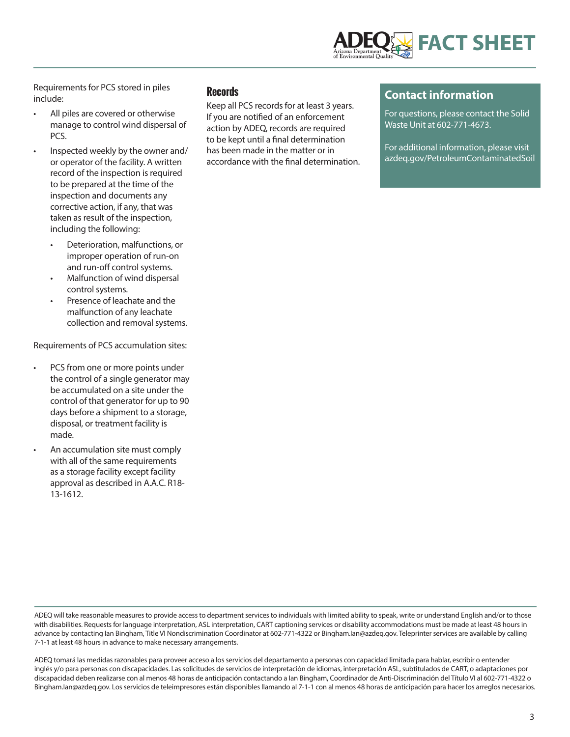Requirements for PCS stored in piles include:

- All piles are covered or otherwise manage to control wind dispersal of PCS.
- Inspected weekly by the owner and/or operator of the facility. A written record of the inspection is required to be prepared at the time of the inspection and documents any corrective action, if any, that was taken as result of the inspection, including the following:
    - Deterioration, malfunctions, or improper operation of run-on and run-off control systems.
    - Malfunction of wind dispersal control systems.
    - Presence of leachate and the malfunction of any leachate collection and removal systems.

Requirements of PCS accumulation sites:

- PCS from one or more points under the control of a single generator may be accumulated on a site under the control of that generator for up to 90 days before a shipment to a storage, disposal, or treatment facility is made.
- An accumulation site must comply with all of the same requirements as a storage facility except facility approval as described in A.A.C. R18-13-1612.

## Records

Keep all PCS records for at least 3 years. If you are notified of an enforcement action by ADEQ, records are required to be kept until a final determination has been made in the matter or in accordance with the final determination.

## Contact information

For questions, please contact the Solid Waste Unit at 602-771-4673.

For additional information, please visit azdeq.gov/PetroleumContaminatedSoil

ADEQ will take reasonable measures to provide access to department services to individuals with limited ability to speak, write or understand English and/or to those with disabilities. Requests for language interpretation, ASL interpretation, CART captioning services or disability accommodations must be made at least 48 hours in advance by contacting Ian Bingham, Title VI Nondiscrimination Coordinator at 602-771-4322 or Bingham.Ian@azdeq.gov. Teleprinter services are available by calling 7-1-1 at least 48 hours in advance to make necessary arrangements.

ADEQ tomará las medidas razonables para proveer acceso a los servicios del departamento a personas con capacidad limitada para hablar, escribir o entender inglés y/o para personas con discapacidades. Las solicitudes de servicios de interpretación de idiomas, interpretación ASL, subtitulados de CART, o adaptaciones por discapacidad deben realizarse con al menos 48 horas de anticipación contactando a Ian Bingham, Coordinador de Anti-Discriminación del Título VI al 602-771-4322 o Bingham.Ian@azdeq.gov. Los servicios de teleimpresores están disponibles llamando al 7-1-1 con al menos 48 horas de anticipación para hacer los arreglos necesarios.